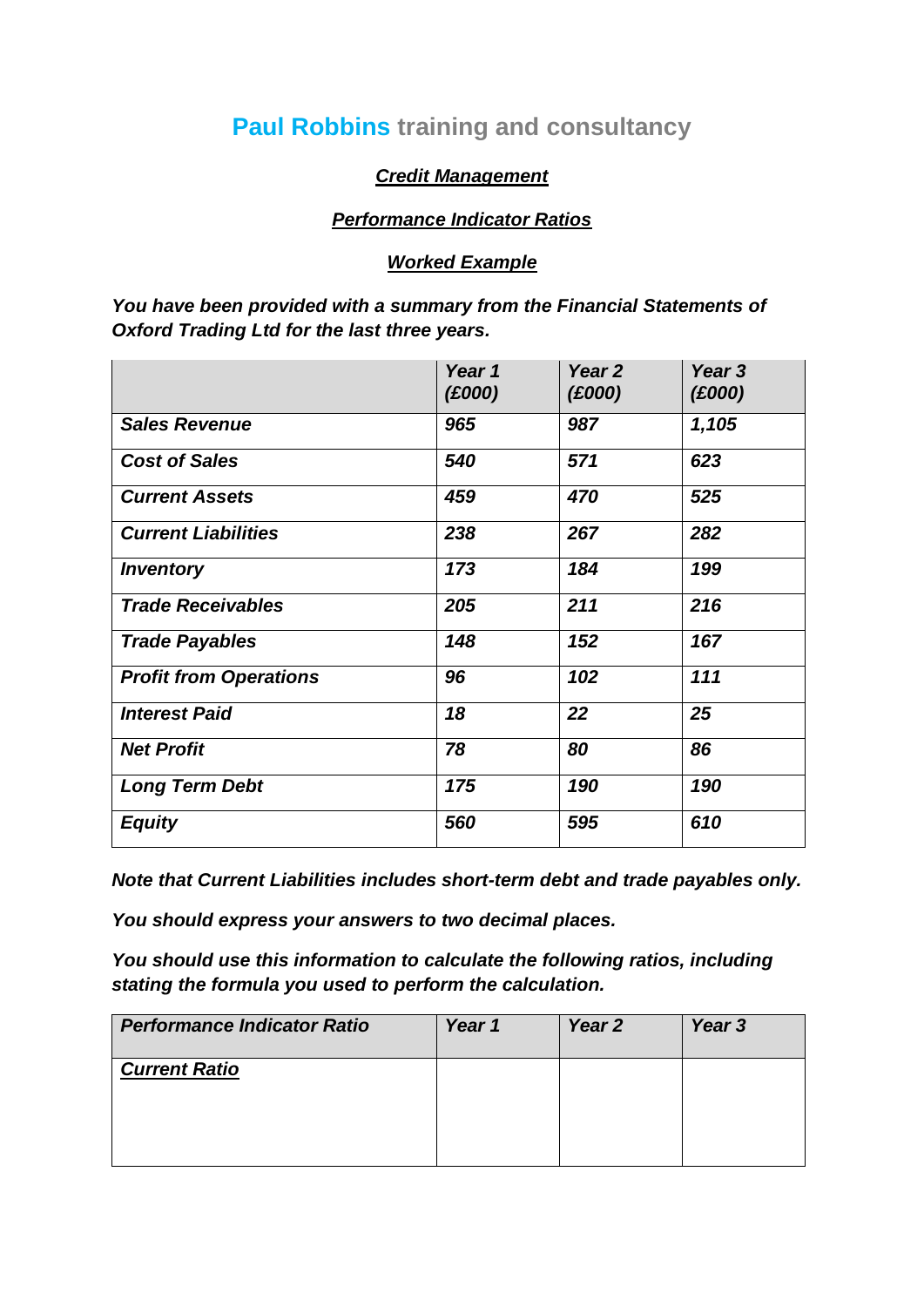# **Paul Robbins** training and consultancy

***Credit Management***

***Performance Indicator Ratios***

***Worked Example***

***You have been provided with a summary from the Financial Statements of Oxford Trading Ltd for the last three years.***

| | *Year 1 (£000)* | *Year 2 (£000)* | *Year 3 (£000)* |
|---|---|---|---|
| ***Sales Revenue*** | ***965*** | ***987*** | ***1,105*** |
| ***Cost of Sales*** | ***540*** | ***571*** | ***623*** |
| ***Current Assets*** | ***459*** | ***470*** | ***525*** |
| ***Current Liabilities*** | ***238*** | ***267*** | ***282*** |
| ***Inventory*** | ***173*** | ***184*** | ***199*** |
| ***Trade Receivables*** | ***205*** | ***211*** | ***216*** |
| ***Trade Payables*** | ***148*** | ***152*** | ***167*** |
| ***Profit from Operations*** | ***96*** | ***102*** | ***111*** |
| ***Interest Paid*** | ***18*** | ***22*** | ***25*** |
| ***Net Profit*** | ***78*** | ***80*** | ***86*** |
| ***Long Term Debt*** | ***175*** | ***190*** | ***190*** |
| ***Equity*** | ***560*** | ***595*** | ***610*** |

***Note that Current Liabilities includes short-term debt and trade payables only.***

***You should express your answers to two decimal places.***

***You should use this information to calculate the following ratios, including stating the formula you used to perform the calculation.***

| ***Performance Indicator Ratio*** | *Year 1* | *Year 2* | *Year 3* |
|---|---|---|---|
| ***Current Ratio*** | | | |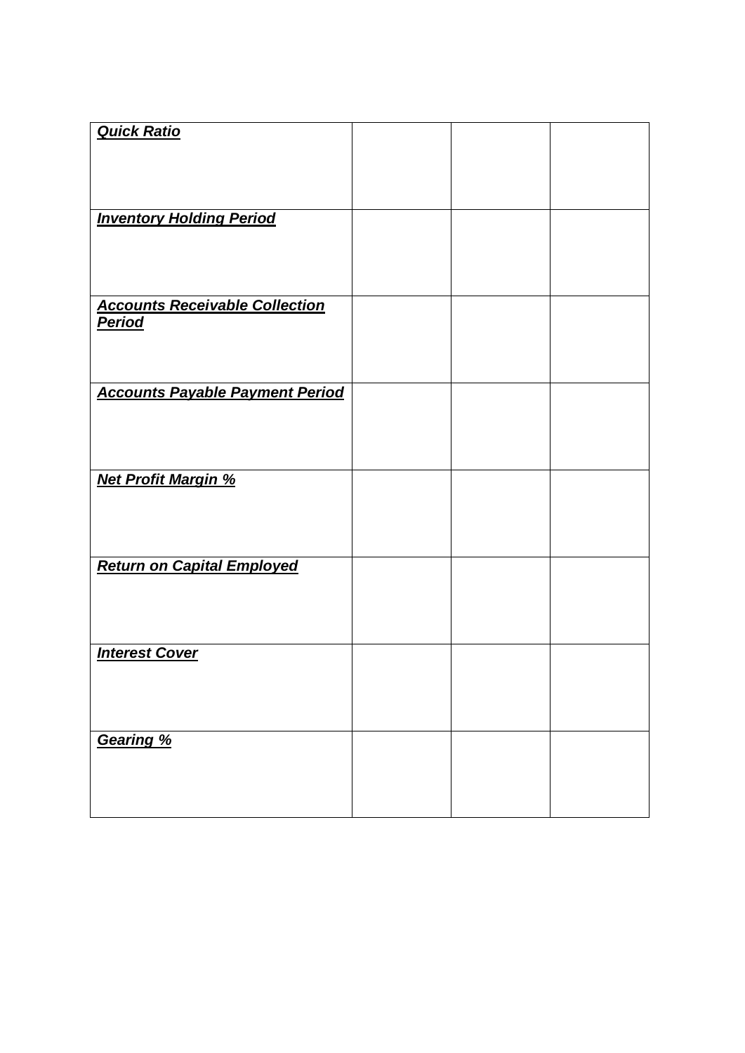| | | | |
|---|---|---|---|
| ***Quick Ratio*** | | | |
| ***Inventory Holding Period*** | | | |
| ***Accounts Receivable Collection Period*** | | | |
| ***Accounts Payable Payment Period*** | | | |
| ***Net Profit Margin %*** | | | |
| ***Return on Capital Employed*** | | | |
| ***Interest Cover*** | | | |
| ***Gearing %*** | | | |